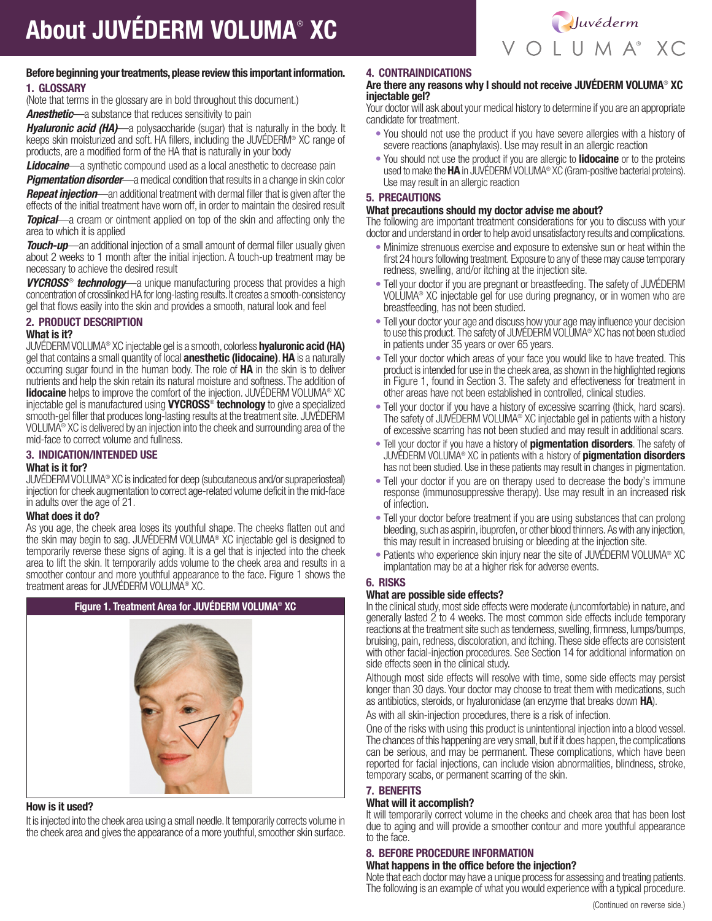# About JUVÉDERM VOLUMA® XC

**Before beginning your treatments, please review this important information.**

## 1. GLOSSARY

(Note that terms in the glossary are in bold throughout this document.)

***Anesthetic***—a substance that reduces sensitivity to pain

***Hyaluronic acid (HA)***—a polysaccharide (sugar) that is naturally in the body. It keeps skin moisturized and soft. HA fillers, including the JUVÉDERM® XC range of products, are a modified form of the HA that is naturally in your body

***Lidocaine***—a synthetic compound used as a local anesthetic to decrease pain

***Pigmentation disorder***—a medical condition that results in a change in skin color

***Repeat injection***—an additional treatment with dermal filler that is given after the effects of the initial treatment have worn off, in order to maintain the desired result

***Topical***—a cream or ointment applied on top of the skin and affecting only the area to which it is applied

***Touch-up***—an additional injection of a small amount of dermal filler usually given about 2 weeks to 1 month after the initial injection. A touch-up treatment may be necessary to achieve the desired result

***VYCROSS® technology***—a unique manufacturing process that provides a high concentration of crosslinked HA for long-lasting results. It creates a smooth-consistency gel that flows easily into the skin and provides a smooth, natural look and feel

## 2. PRODUCT DESCRIPTION

### What is it?

JUVÉDERM VOLUMA® XC injectable gel is a smooth, colorless **hyaluronic acid (HA)** gel that contains a small quantity of local **anesthetic (lidocaine)**. **HA** is a naturally occurring sugar found in the human body. The role of **HA** in the skin is to deliver nutrients and help the skin retain its natural moisture and softness. The addition of **lidocaine** helps to improve the comfort of the injection. JUVÉDERM VOLUMA® XC injectable gel is manufactured using **VYCROSS® technology** to give a specialized smooth-gel filler that produces long-lasting results at the treatment site. JUVÉDERM VOLUMA® XC is delivered by an injection into the cheek and surrounding area of the mid-face to correct volume and fullness.

## 3. INDICATION/INTENDED USE

### What is it for?

JUVÉDERM VOLUMA® XC is indicated for deep (subcutaneous and/or supraperiosteal) injection for cheek augmentation to correct age-related volume deficit in the mid-face in adults over the age of 21.

### What does it do?

As you age, the cheek area loses its youthful shape. The cheeks flatten out and the skin may begin to sag. JUVÉDERM VOLUMA® XC injectable gel is designed to temporarily reverse these signs of aging. It is a gel that is injected into the cheek area to lift the skin. It temporarily adds volume to the cheek area and results in a smoother contour and more youthful appearance to the face. Figure 1 shows the treatment areas for JUVÉDERM VOLUMA® XC.

**Figure 1. Treatment Area for JUVÉDERM VOLUMA® XC**

### How is it used?

It is injected into the cheek area using a small needle. It temporarily corrects volume in the cheek area and gives the appearance of a more youthful, smoother skin surface.

## 4. CONTRAINDICATIONS

### Are there any reasons why I should not receive JUVÉDERM VOLUMA® XC injectable gel?

Your doctor will ask about your medical history to determine if you are an appropriate candidate for treatment.

- You should not use the product if you have severe allergies with a history of severe reactions (anaphylaxis). Use may result in an allergic reaction
- You should not use the product if you are allergic to **lidocaine** or to the proteins used to make the **HA** in JUVÉDERM VOLUMA® XC (Gram-positive bacterial proteins). Use may result in an allergic reaction

## 5. PRECAUTIONS

### What precautions should my doctor advise me about?

The following are important treatment considerations for you to discuss with your doctor and understand in order to help avoid unsatisfactory results and complications.

- Minimize strenuous exercise and exposure to extensive sun or heat within the first 24 hours following treatment. Exposure to any of these may cause temporary redness, swelling, and/or itching at the injection site.
- Tell your doctor if you are pregnant or breastfeeding. The safety of JUVÉDERM VOLUMA® XC injectable gel for use during pregnancy, or in women who are breastfeeding, has not been studied.
- Tell your doctor your age and discuss how your age may influence your decision to use this product. The safety of JUVÉDERM VOLUMA® XC has not been studied in patients under 35 years or over 65 years.
- Tell your doctor which areas of your face you would like to have treated. This product is intended for use in the cheek area, as shown in the highlighted regions in Figure 1, found in Section 3. The safety and effectiveness for treatment in other areas have not been established in controlled, clinical studies.
- Tell your doctor if you have a history of excessive scarring (thick, hard scars). The safety of JUVÉDERM VOLUMA® XC injectable gel in patients with a history of excessive scarring has not been studied and may result in additional scars.
- Tell your doctor if you have a history of **pigmentation disorders**. The safety of JUVÉDERM VOLUMA® XC in patients with a history of **pigmentation disorders** has not been studied. Use in these patients may result in changes in pigmentation.
- Tell your doctor if you are on therapy used to decrease the body's immune response (immunosuppressive therapy). Use may result in an increased risk of infection.
- Tell your doctor before treatment if you are using substances that can prolong bleeding, such as aspirin, ibuprofen, or other blood thinners. As with any injection, this may result in increased bruising or bleeding at the injection site.
- Patients who experience skin injury near the site of JUVÉDERM VOLUMA® XC implantation may be at a higher risk for adverse events.

## 6. RISKS

### What are possible side effects?

In the clinical study, most side effects were moderate (uncomfortable) in nature, and generally lasted 2 to 4 weeks. The most common side effects include temporary reactions at the treatment site such as tenderness, swelling, firmness, lumps/bumps, bruising, pain, redness, discoloration, and itching. These side effects are consistent with other facial-injection procedures. See Section 14 for additional information on side effects seen in the clinical study.

Although most side effects will resolve with time, some side effects may persist longer than 30 days. Your doctor may choose to treat them with medications, such as antibiotics, steroids, or hyaluronidase (an enzyme that breaks down **HA**).

As with all skin-injection procedures, there is a risk of infection.

One of the risks with using this product is unintentional injection into a blood vessel. The chances of this happening are very small, but if it does happen, the complications can be serious, and may be permanent. These complications, which have been reported for facial injections, can include vision abnormalities, blindness, stroke, temporary scabs, or permanent scarring of the skin.

## 7. BENEFITS

### What will it accomplish?

It will temporarily correct volume in the cheeks and cheek area that has been lost due to aging and will provide a smoother contour and more youthful appearance to the face.

## 8. BEFORE PROCEDURE INFORMATION

### What happens in the office before the injection?

Note that each doctor may have a unique process for assessing and treating patients. The following is an example of what you would experience with a typical procedure.

(Continued on reverse side.)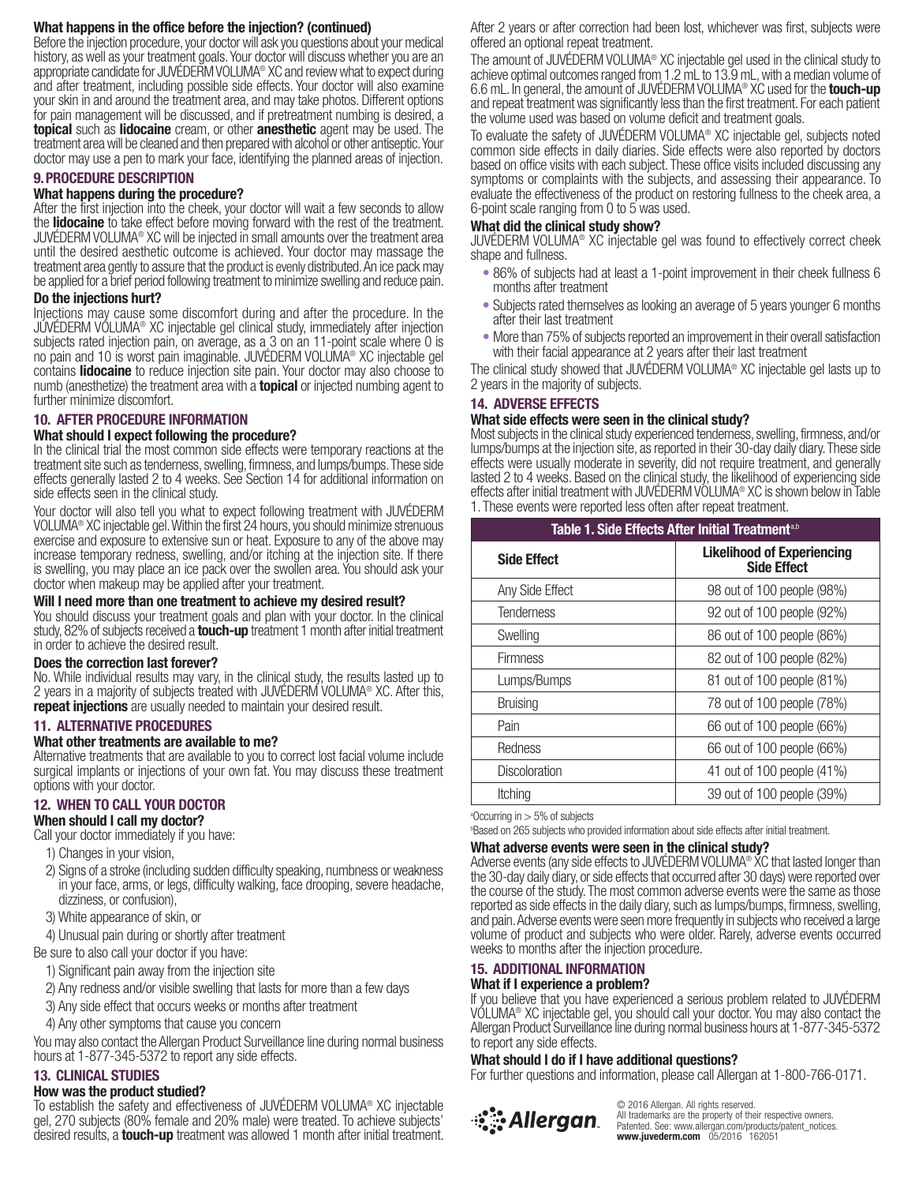### What happens in the office before the injection? (continued)

Before the injection procedure, your doctor will ask you questions about your medical history, as well as your treatment goals. Your doctor will discuss whether you are an appropriate candidate for JUVÉDERM VOLUMA® XC and review what to expect during and after treatment, including possible side effects. Your doctor will also examine your skin in and around the treatment area, and may take photos. Different options for pain management will be discussed, and if pretreatment numbing is desired, a **topical** such as **lidocaine** cream, or other **anesthetic** agent may be used. The treatment area will be cleaned and then prepared with alcohol or other antiseptic. Your doctor may use a pen to mark your face, identifying the planned areas of injection.

## 9. PROCEDURE DESCRIPTION

### What happens during the procedure?

After the first injection into the cheek, your doctor will wait a few seconds to allow the **lidocaine** to take effect before moving forward with the rest of the treatment. JUVÉDERM VOLUMA® XC will be injected in small amounts over the treatment area until the desired aesthetic outcome is achieved. Your doctor may massage the treatment area gently to assure that the product is evenly distributed. An ice pack may be applied for a brief period following treatment to minimize swelling and reduce pain.

### Do the injections hurt?

Injections may cause some discomfort during and after the procedure. In the JUVÉDERM VOLUMA® XC injectable gel clinical study, immediately after injection subjects rated injection pain, on average, as a 3 on an 11-point scale where 0 is no pain and 10 is worst pain imaginable. JUVÉDERM VOLUMA® XC injectable gel contains **lidocaine** to reduce injection site pain. Your doctor may also choose to numb (anesthetize) the treatment area with a **topical** or injected numbing agent to further minimize discomfort.

## 10. AFTER PROCEDURE INFORMATION

### What should I expect following the procedure?

In the clinical trial the most common side effects were temporary reactions at the treatment site such as tenderness, swelling, firmness, and lumps/bumps. These side effects generally lasted 2 to 4 weeks. See Section 14 for additional information on side effects seen in the clinical study.

Your doctor will also tell you what to expect following treatment with JUVÉDERM VOLUMA® XC injectable gel. Within the first 24 hours, you should minimize strenuous exercise and exposure to extensive sun or heat. Exposure to any of the above may increase temporary redness, swelling, and/or itching at the injection site. If there is swelling, you may place an ice pack over the swollen area. You should ask your doctor when makeup may be applied after your treatment.

### Will I need more than one treatment to achieve my desired result?

You should discuss your treatment goals and plan with your doctor. In the clinical study, 82% of subjects received a **touch-up** treatment 1 month after initial treatment in order to achieve the desired result.

### Does the correction last forever?

No. While individual results may vary, in the clinical study, the results lasted up to 2 years in a majority of subjects treated with JUVÉDERM VOLUMA® XC. After this, **repeat injections** are usually needed to maintain your desired result.

## 11. ALTERNATIVE PROCEDURES

### What other treatments are available to me?

Alternative treatments that are available to you to correct lost facial volume include surgical implants or injections of your own fat. You may discuss these treatment options with your doctor.

## 12. WHEN TO CALL YOUR DOCTOR

### When should I call my doctor?

Call your doctor immediately if you have:

1) Changes in your vision,
2) Signs of a stroke (including sudden difficulty speaking, numbness or weakness in your face, arms, or legs, difficulty walking, face drooping, severe headache, dizziness, or confusion),
3) White appearance of skin, or
4) Unusual pain during or shortly after treatment

Be sure to also call your doctor if you have:

1) Significant pain away from the injection site
2) Any redness and/or visible swelling that lasts for more than a few days
3) Any side effect that occurs weeks or months after treatment
4) Any other symptoms that cause you concern

You may also contact the Allergan Product Surveillance line during normal business hours at 1-877-345-5372 to report any side effects.

## 13. CLINICAL STUDIES

### How was the product studied?

To establish the safety and effectiveness of JUVÉDERM VOLUMA® XC injectable gel, 270 subjects (80% female and 20% male) were treated. To achieve subjects' desired results, a **touch-up** treatment was allowed 1 month after initial treatment. After 2 years or after correction had been lost, whichever was first, subjects were offered an optional repeat treatment.

The amount of JUVÉDERM VOLUMA® XC injectable gel used in the clinical study to achieve optimal outcomes ranged from 1.2 mL to 13.9 mL, with a median volume of 6.6 mL. In general, the amount of JUVÉDERM VOLUMA® XC used for the **touch-up** and repeat treatment was significantly less than the first treatment. For each patient the volume used was based on volume deficit and treatment goals.

To evaluate the safety of JUVÉDERM VOLUMA® XC injectable gel, subjects noted common side effects in daily diaries. Side effects were also reported by doctors based on office visits with each subject. These office visits included discussing any symptoms or complaints with the subjects, and assessing their appearance. To evaluate the effectiveness of the product on restoring fullness to the cheek area, a 6-point scale ranging from 0 to 5 was used.

### What did the clinical study show?

JUVÉDERM VOLUMA® XC injectable gel was found to effectively correct cheek shape and fullness.

- 86% of subjects had at least a 1-point improvement in their cheek fullness 6 months after treatment
- Subjects rated themselves as looking an average of 5 years younger 6 months after their last treatment
- More than 75% of subjects reported an improvement in their overall satisfaction with their facial appearance at 2 years after their last treatment

The clinical study showed that JUVÉDERM VOLUMA® XC injectable gel lasts up to 2 years in the majority of subjects.

## 14. ADVERSE EFFECTS

### What side effects were seen in the clinical study?

Most subjects in the clinical study experienced tenderness, swelling, firmness, and/or lumps/bumps at the injection site, as reported in their 30-day daily diary. These side effects were usually moderate in severity, did not require treatment, and generally lasted 2 to 4 weeks. Based on the clinical study, the likelihood of experiencing side effects after initial treatment with JUVÉDERM VOLUMA® XC is shown below in Table 1. These events were reported less often after repeat treatment.

**Table 1. Side Effects After Initial Treatment[a,b]**

| Side Effect | Likelihood of Experiencing Side Effect |
|---|---|
| Any Side Effect | 98 out of 100 people (98%) |
| Tenderness | 92 out of 100 people (92%) |
| Swelling | 86 out of 100 people (86%) |
| Firmness | 82 out of 100 people (82%) |
| Lumps/Bumps | 81 out of 100 people (81%) |
| Bruising | 78 out of 100 people (78%) |
| Pain | 66 out of 100 people (66%) |
| Redness | 66 out of 100 people (66%) |
| Discoloration | 41 out of 100 people (41%) |
| Itching | 39 out of 100 people (39%) |

[a]Occurring in > 5% of subjects

[b]Based on 265 subjects who provided information about side effects after initial treatment.

### What adverse events were seen in the clinical study?

Adverse events (any side effects to JUVÉDERM VOLUMA® XC that lasted longer than the 30-day daily diary, or side effects that occurred after 30 days) were reported over the course of the study. The most common adverse events were the same as those reported as side effects in the daily diary, such as lumps/bumps, firmness, swelling, and pain. Adverse events were seen more frequently in subjects who received a large volume of product and subjects who were older. Rarely, adverse events occurred weeks to months after the injection procedure.

## 15. ADDITIONAL INFORMATION

### What if I experience a problem?

If you believe that you have experienced a serious problem related to JUVÉDERM VOLUMA® XC injectable gel, you should call your doctor. You may also contact the Allergan Product Surveillance line during normal business hours at 1-877-345-5372 to report any side effects.

### What should I do if I have additional questions?

For further questions and information, please call Allergan at 1-800-766-0171.

Allergan

© 2016 Allergan. All rights reserved.
All trademarks are the property of their respective owners.
Patented. See: www.allergan.com/products/patent_notices.
**www.juvederm.com** 05/2016 162051